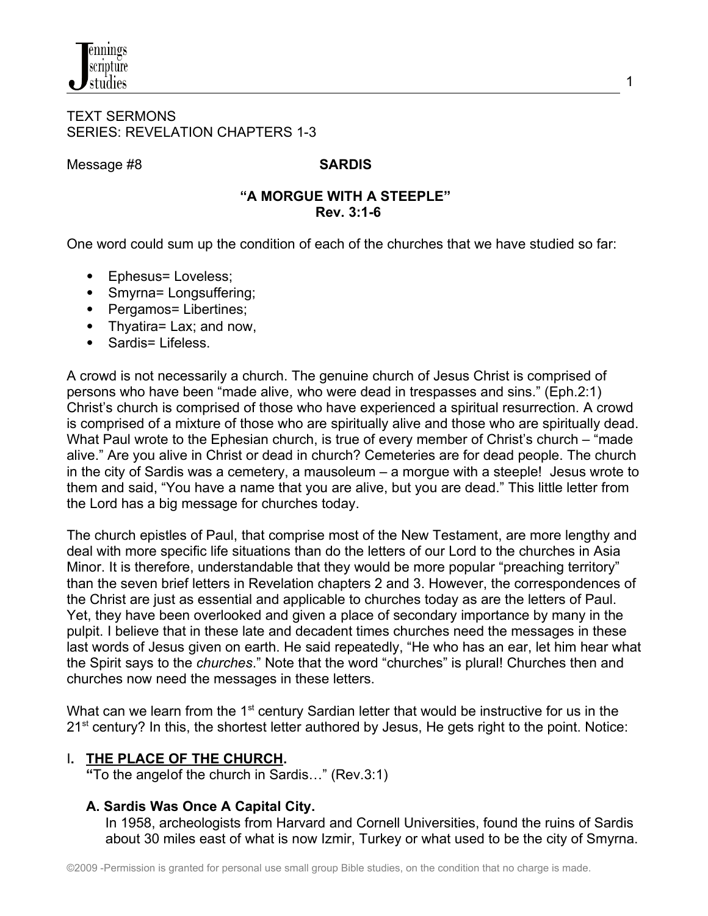TEXT SERMONS
SERIES: REVELATION CHAPTERS 1-3

Message #8 **SARDIS**

**"A MORGUE WITH A STEEPLE"**
**Rev. 3:1-6**

One word could sum up the condition of each of the churches that we have studied so far:

- Ephesus= Loveless;
- Smyrna= Longsuffering;
- Pergamos= Libertines;
- Thyatira= Lax; and now,
- Sardis= Lifeless.

A crowd is not necessarily a church. The genuine church of Jesus Christ is comprised of persons who have been "made alive*,* who were dead in trespasses and sins." (Eph.2:1) Christ's church is comprised of those who have experienced a spiritual resurrection. A crowd is comprised of a mixture of those who are spiritually alive and those who are spiritually dead. What Paul wrote to the Ephesian church, is true of every member of Christ's church – "made alive." Are you alive in Christ or dead in church? Cemeteries are for dead people. The church in the city of Sardis was a cemetery, a mausoleum – a morgue with a steeple! Jesus wrote to them and said, "You have a name that you are alive, but you are dead." This little letter from the Lord has a big message for churches today.

The church epistles of Paul, that comprise most of the New Testament, are more lengthy and deal with more specific life situations than do the letters of our Lord to the churches in Asia Minor. It is therefore, understandable that they would be more popular "preaching territory" than the seven brief letters in Revelation chapters 2 and 3. However, the correspondences of the Christ are just as essential and applicable to churches today as are the letters of Paul. Yet, they have been overlooked and given a place of secondary importance by many in the pulpit. I believe that in these late and decadent times churches need the messages in these last words of Jesus given on earth. He said repeatedly, "He who has an ear, let him hear what the Spirit says to the *churches*." Note that the word "churches" is plural! Churches then and churches now need the messages in these letters.

What can we learn from the 1st century Sardian letter that would be instructive for us in the 21st century? In this, the shortest letter authored by Jesus, He gets right to the point. Notice:

## I. **THE PLACE OF THE CHURCH.**

**"**To the angelof the church in Sardis…" (Rev.3:1)

### A. Sardis Was Once A Capital City.

In 1958, archeologists from Harvard and Cornell Universities, found the ruins of Sardis about 30 miles east of what is now Izmir, Turkey or what used to be the city of Smyrna.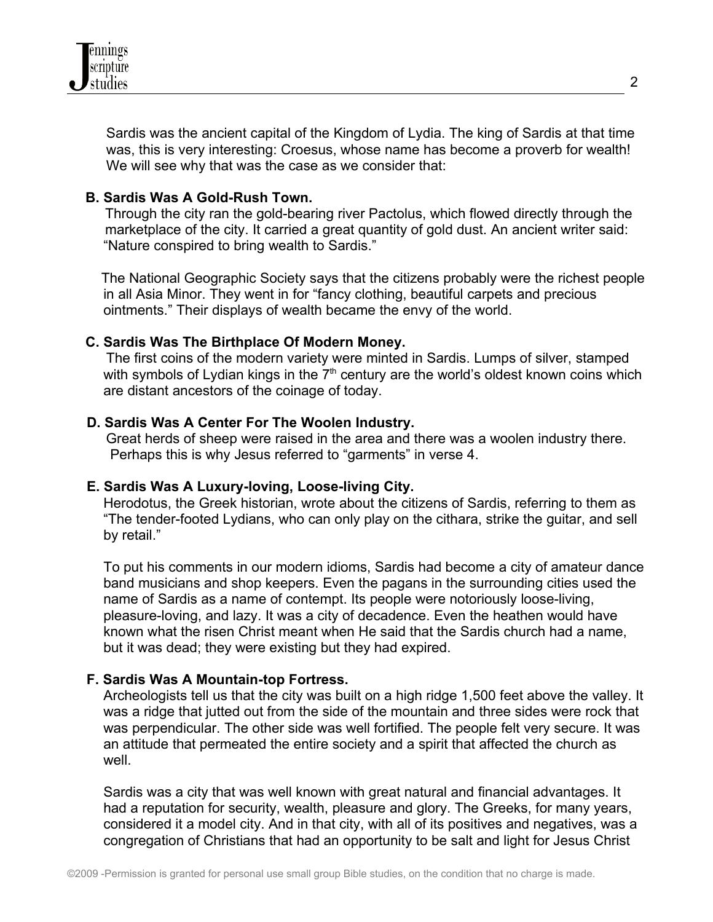Sardis was the ancient capital of the Kingdom of Lydia. The king of Sardis at that time was, this is very interesting: Croesus, whose name has become a proverb for wealth! We will see why that was the case as we consider that:

**B. Sardis Was A Gold-Rush Town.**

Through the city ran the gold-bearing river Pactolus, which flowed directly through the marketplace of the city. It carried a great quantity of gold dust. An ancient writer said: "Nature conspired to bring wealth to Sardis."

The National Geographic Society says that the citizens probably were the richest people in all Asia Minor. They went in for "fancy clothing, beautiful carpets and precious ointments." Their displays of wealth became the envy of the world.

**C. Sardis Was The Birthplace Of Modern Money.**

The first coins of the modern variety were minted in Sardis. Lumps of silver, stamped with symbols of Lydian kings in the 7th century are the world's oldest known coins which are distant ancestors of the coinage of today.

**D. Sardis Was A Center For The Woolen Industry.**

Great herds of sheep were raised in the area and there was a woolen industry there. Perhaps this is why Jesus referred to "garments" in verse 4.

**E. Sardis Was A Luxury-loving, Loose-living City.**

Herodotus, the Greek historian, wrote about the citizens of Sardis, referring to them as "The tender-footed Lydians, who can only play on the cithara, strike the guitar, and sell by retail."

To put his comments in our modern idioms, Sardis had become a city of amateur dance band musicians and shop keepers. Even the pagans in the surrounding cities used the name of Sardis as a name of contempt. Its people were notoriously loose-living, pleasure-loving, and lazy. It was a city of decadence. Even the heathen would have known what the risen Christ meant when He said that the Sardis church had a name, but it was dead; they were existing but they had expired.

**F. Sardis Was A Mountain-top Fortress.**

Archeologists tell us that the city was built on a high ridge 1,500 feet above the valley. It was a ridge that jutted out from the side of the mountain and three sides were rock that was perpendicular. The other side was well fortified. The people felt very secure. It was an attitude that permeated the entire society and a spirit that affected the church as well.

Sardis was a city that was well known with great natural and financial advantages. It had a reputation for security, wealth, pleasure and glory. The Greeks, for many years, considered it a model city. And in that city, with all of its positives and negatives, was a congregation of Christians that had an opportunity to be salt and light for Jesus Christ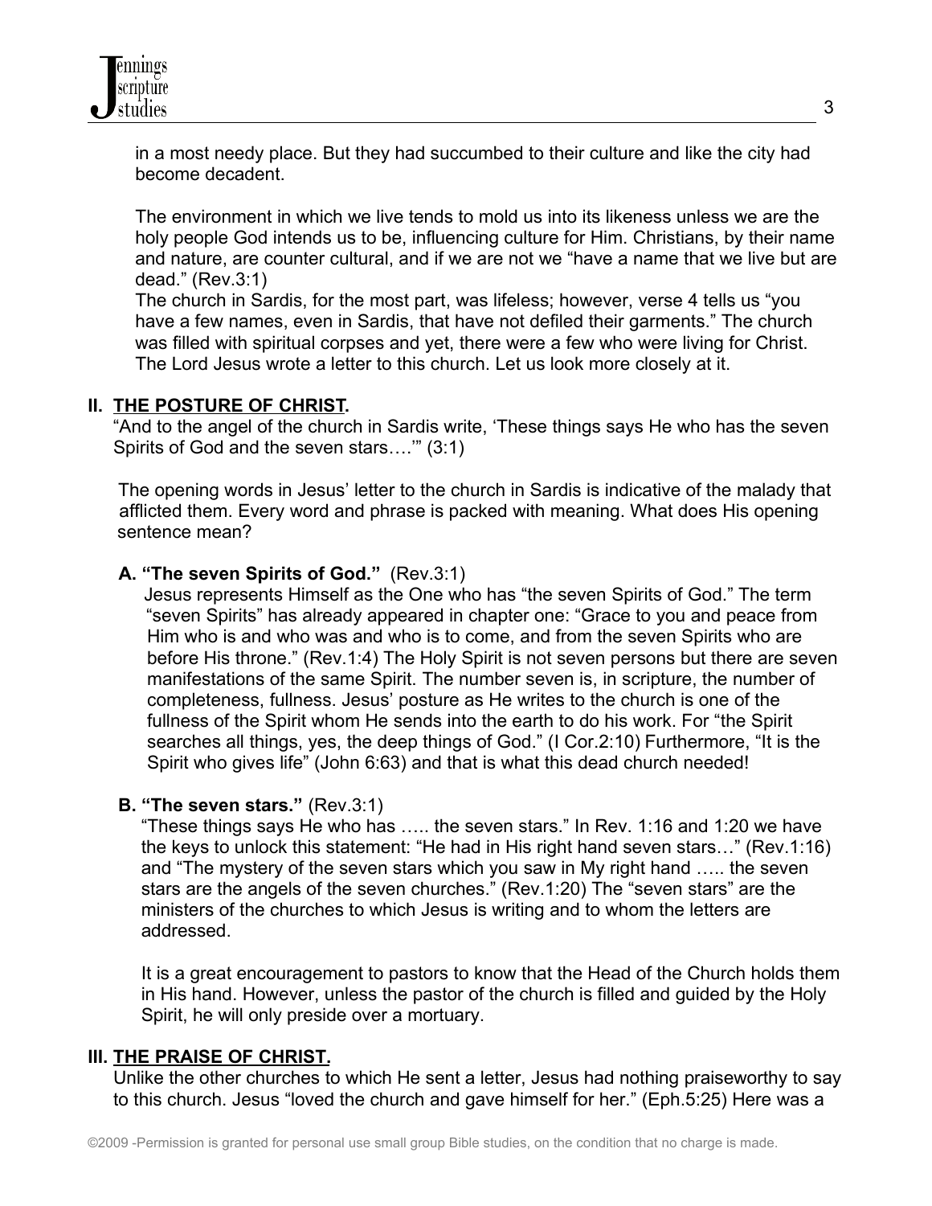in a most needy place. But they had succumbed to their culture and like the city had become decadent.

The environment in which we live tends to mold us into its likeness unless we are the holy people God intends us to be, influencing culture for Him. Christians, by their name and nature, are counter cultural, and if we are not we "have a name that we live but are dead." (Rev.3:1)

The church in Sardis, for the most part, was lifeless; however, verse 4 tells us "you have a few names, even in Sardis, that have not defiled their garments." The church was filled with spiritual corpses and yet, there were a few who were living for Christ. The Lord Jesus wrote a letter to this church. Let us look more closely at it.

## II. THE POSTURE OF CHRIST.

"And to the angel of the church in Sardis write, 'These things says He who has the seven Spirits of God and the seven stars….'" (3:1)

The opening words in Jesus' letter to the church in Sardis is indicative of the malady that afflicted them. Every word and phrase is packed with meaning. What does His opening sentence mean?

### A. "The seven Spirits of God." (Rev.3:1)

Jesus represents Himself as the One who has "the seven Spirits of God." The term "seven Spirits" has already appeared in chapter one: "Grace to you and peace from Him who is and who was and who is to come, and from the seven Spirits who are before His throne." (Rev.1:4) The Holy Spirit is not seven persons but there are seven manifestations of the same Spirit. The number seven is, in scripture, the number of completeness, fullness. Jesus' posture as He writes to the church is one of the fullness of the Spirit whom He sends into the earth to do his work. For "the Spirit searches all things, yes, the deep things of God." (I Cor.2:10) Furthermore, "It is the Spirit who gives life" (John 6:63) and that is what this dead church needed!

### B. "The seven stars." (Rev.3:1)

"These things says He who has ….. the seven stars." In Rev. 1:16 and 1:20 we have the keys to unlock this statement: "He had in His right hand seven stars…" (Rev.1:16) and "The mystery of the seven stars which you saw in My right hand ….. the seven stars are the angels of the seven churches." (Rev.1:20) The "seven stars" are the ministers of the churches to which Jesus is writing and to whom the letters are addressed.

It is a great encouragement to pastors to know that the Head of the Church holds them in His hand. However, unless the pastor of the church is filled and guided by the Holy Spirit, he will only preside over a mortuary.

## III. THE PRAISE OF CHRIST.

Unlike the other churches to which He sent a letter, Jesus had nothing praiseworthy to say to this church. Jesus "loved the church and gave himself for her." (Eph.5:25) Here was a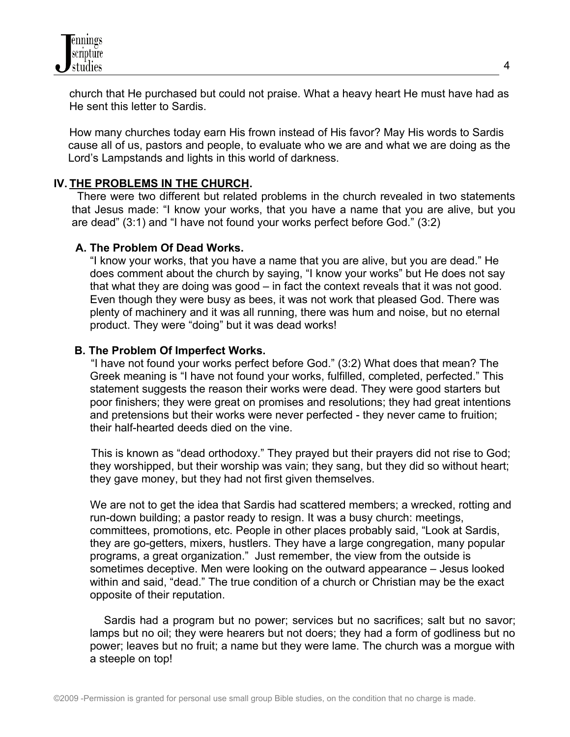church that He purchased but could not praise. What a heavy heart He must have had as He sent this letter to Sardis.

How many churches today earn His frown instead of His favor? May His words to Sardis cause all of us, pastors and people, to evaluate who we are and what we are doing as the Lord's Lampstands and lights in this world of darkness.

## IV. <u>THE PROBLEMS IN THE CHURCH</u>.

There were two different but related problems in the church revealed in two statements that Jesus made: "I know your works, that you have a name that you are alive, but you are dead" (3:1) and "I have not found your works perfect before God." (3:2)

### A. The Problem Of Dead Works.

"I know your works, that you have a name that you are alive, but you are dead." He does comment about the church by saying, "I know your works" but He does not say that what they are doing was good – in fact the context reveals that it was not good. Even though they were busy as bees, it was not work that pleased God. There was plenty of machinery and it was all running, there was hum and noise, but no eternal product. They were "doing" but it was dead works!

### B. The Problem Of Imperfect Works.

"I have not found your works perfect before God." (3:2) What does that mean? The Greek meaning is "I have not found your works, fulfilled, completed, perfected." This statement suggests the reason their works were dead. They were good starters but poor finishers; they were great on promises and resolutions; they had great intentions and pretensions but their works were never perfected - they never came to fruition; their half-hearted deeds died on the vine.

This is known as "dead orthodoxy." They prayed but their prayers did not rise to God; they worshipped, but their worship was vain; they sang, but they did so without heart; they gave money, but they had not first given themselves.

We are not to get the idea that Sardis had scattered members; a wrecked, rotting and run-down building; a pastor ready to resign. It was a busy church: meetings, committees, promotions, etc. People in other places probably said, "Look at Sardis, they are go-getters, mixers, hustlers. They have a large congregation, many popular programs, a great organization." Just remember, the view from the outside is sometimes deceptive. Men were looking on the outward appearance – Jesus looked within and said, "dead." The true condition of a church or Christian may be the exact opposite of their reputation.

Sardis had a program but no power; services but no sacrifices; salt but no savor; lamps but no oil; they were hearers but not doers; they had a form of godliness but no power; leaves but no fruit; a name but they were lame. The church was a morgue with a steeple on top!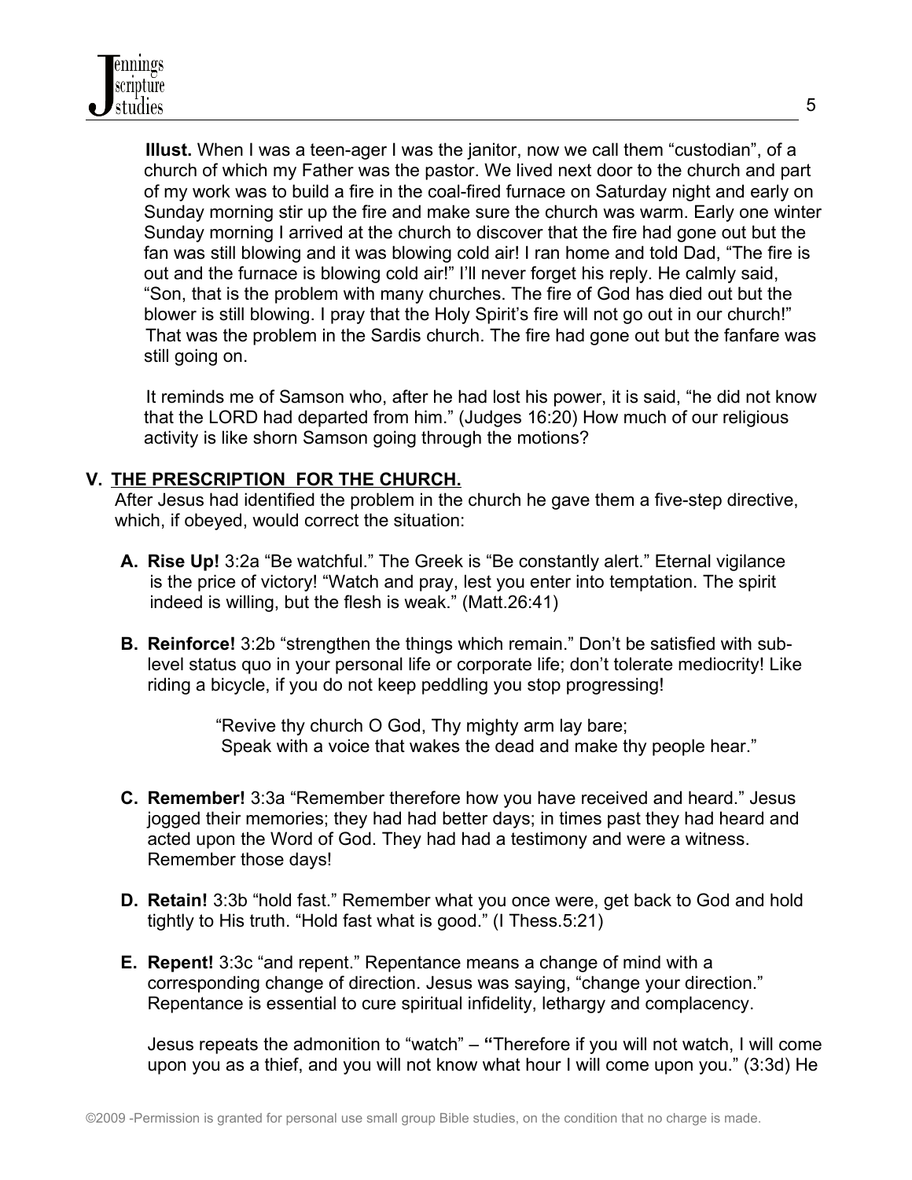**Illust.** When I was a teen-ager I was the janitor, now we call them "custodian", of a church of which my Father was the pastor. We lived next door to the church and part of my work was to build a fire in the coal-fired furnace on Saturday night and early on Sunday morning stir up the fire and make sure the church was warm. Early one winter Sunday morning I arrived at the church to discover that the fire had gone out but the fan was still blowing and it was blowing cold air! I ran home and told Dad, "The fire is out and the furnace is blowing cold air!" I'll never forget his reply. He calmly said, "Son, that is the problem with many churches. The fire of God has died out but the blower is still blowing. I pray that the Holy Spirit's fire will not go out in our church!" That was the problem in the Sardis church. The fire had gone out but the fanfare was still going on.

It reminds me of Samson who, after he had lost his power, it is said, "he did not know that the LORD had departed from him." (Judges 16:20) How much of our religious activity is like shorn Samson going through the motions?

## V. THE PRESCRIPTION FOR THE CHURCH.

After Jesus had identified the problem in the church he gave them a five-step directive, which, if obeyed, would correct the situation:

**A. Rise Up!** 3:2a "Be watchful." The Greek is "Be constantly alert." Eternal vigilance is the price of victory! "Watch and pray, lest you enter into temptation. The spirit indeed is willing, but the flesh is weak." (Matt.26:41)

**B. Reinforce!** 3:2b "strengthen the things which remain." Don't be satisfied with sub-level status quo in your personal life or corporate life; don't tolerate mediocrity! Like riding a bicycle, if you do not keep peddling you stop progressing!

> "Revive thy church O God, Thy mighty arm lay bare;
> Speak with a voice that wakes the dead and make thy people hear."

**C. Remember!** 3:3a "Remember therefore how you have received and heard." Jesus jogged their memories; they had had better days; in times past they had heard and acted upon the Word of God. They had had a testimony and were a witness. Remember those days!

**D. Retain!** 3:3b "hold fast." Remember what you once were, get back to God and hold tightly to His truth. "Hold fast what is good." (I Thess.5:21)

**E. Repent!** 3:3c "and repent." Repentance means a change of mind with a corresponding change of direction. Jesus was saying, "change your direction." Repentance is essential to cure spiritual infidelity, lethargy and complacency.

Jesus repeats the admonition to "watch" – **"**Therefore if you will not watch, I will come upon you as a thief, and you will not know what hour I will come upon you." (3:3d) He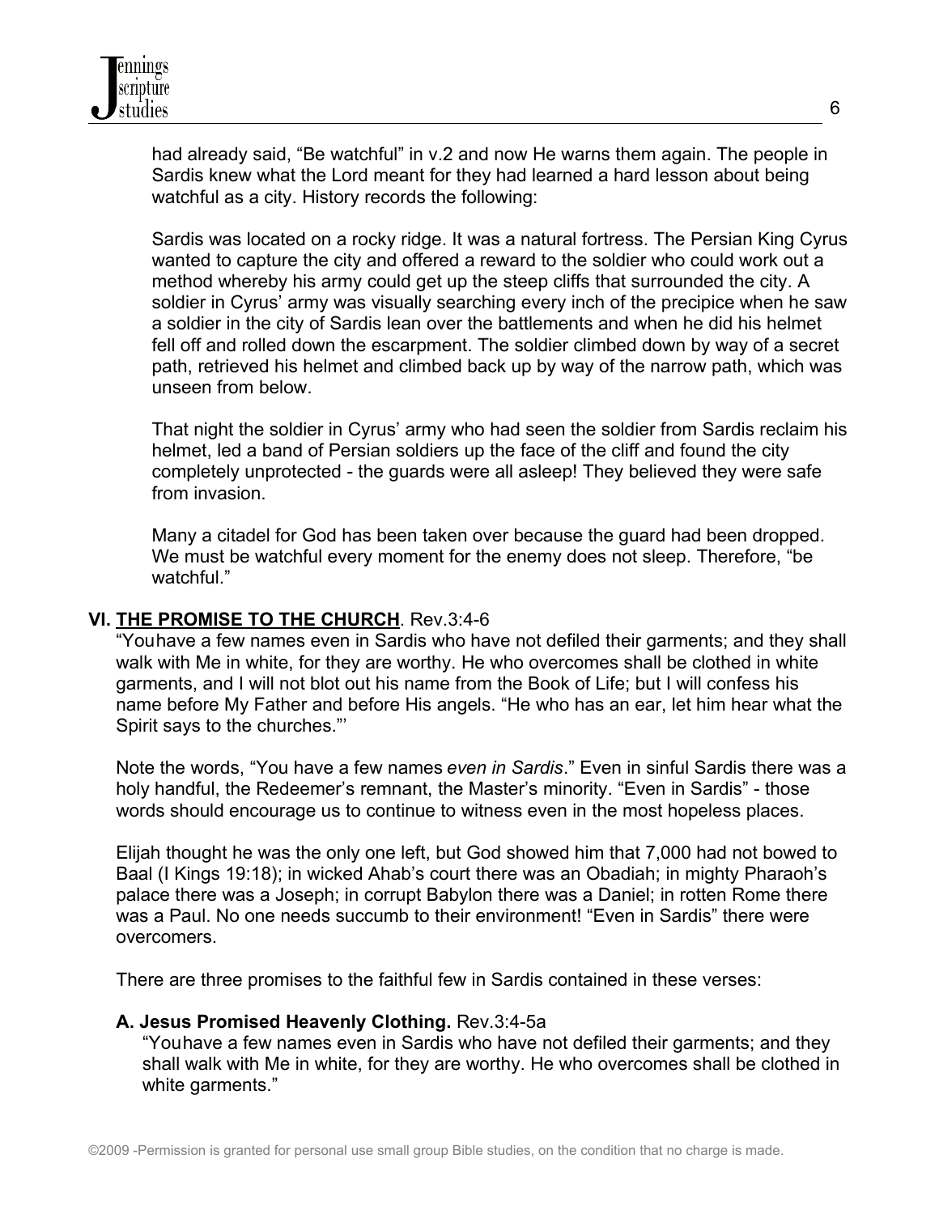had already said, "Be watchful" in v.2 and now He warns them again. The people in Sardis knew what the Lord meant for they had learned a hard lesson about being watchful as a city. History records the following:

Sardis was located on a rocky ridge. It was a natural fortress. The Persian King Cyrus wanted to capture the city and offered a reward to the soldier who could work out a method whereby his army could get up the steep cliffs that surrounded the city. A soldier in Cyrus' army was visually searching every inch of the precipice when he saw a soldier in the city of Sardis lean over the battlements and when he did his helmet fell off and rolled down the escarpment. The soldier climbed down by way of a secret path, retrieved his helmet and climbed back up by way of the narrow path, which was unseen from below.

That night the soldier in Cyrus' army who had seen the soldier from Sardis reclaim his helmet, led a band of Persian soldiers up the face of the cliff and found the city completely unprotected - the guards were all asleep! They believed they were safe from invasion.

Many a citadel for God has been taken over because the guard had been dropped. We must be watchful every moment for the enemy does not sleep. Therefore, "be watchful."

## VI. <u>THE PROMISE TO THE CHURCH</u>. Rev.3:4-6

"Youhave a few names even in Sardis who have not defiled their garments; and they shall walk with Me in white, for they are worthy. He who overcomes shall be clothed in white garments, and I will not blot out his name from the Book of Life; but I will confess his name before My Father and before His angels. "He who has an ear, let him hear what the Spirit says to the churches."'

Note the words, "You have a few names *even in Sardis*." Even in sinful Sardis there was a holy handful, the Redeemer's remnant, the Master's minority. "Even in Sardis" - those words should encourage us to continue to witness even in the most hopeless places.

Elijah thought he was the only one left, but God showed him that 7,000 had not bowed to Baal (I Kings 19:18); in wicked Ahab's court there was an Obadiah; in mighty Pharaoh's palace there was a Joseph; in corrupt Babylon there was a Daniel; in rotten Rome there was a Paul. No one needs succumb to their environment! "Even in Sardis" there were overcomers.

There are three promises to the faithful few in Sardis contained in these verses:

### A. Jesus Promised Heavenly Clothing. Rev.3:4-5a

"Youhave a few names even in Sardis who have not defiled their garments; and they shall walk with Me in white, for they are worthy. He who overcomes shall be clothed in white garments."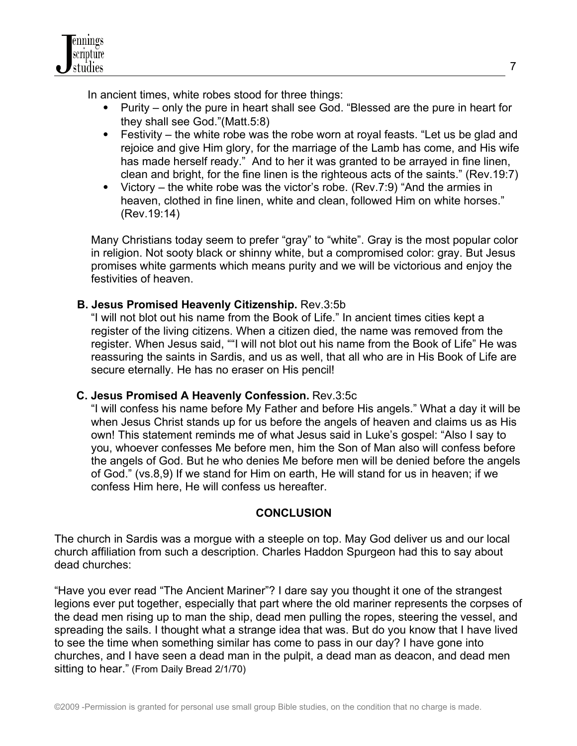In ancient times, white robes stood for three things:

- Purity – only the pure in heart shall see God. “Blessed are the pure in heart for they shall see God.”(Matt.5:8)
- Festivity – the white robe was the robe worn at royal feasts. “Let us be glad and rejoice and give Him glory, for the marriage of the Lamb has come, and His wife has made herself ready.” And to her it was granted to be arrayed in fine linen, clean and bright, for the fine linen is the righteous acts of the saints.” (Rev.19:7)
- Victory – the white robe was the victor’s robe. (Rev.7:9) “And the armies in heaven, clothed in fine linen, white and clean, followed Him on white horses.” (Rev.19:14)

Many Christians today seem to prefer “gray” to “white”. Gray is the most popular color in religion. Not sooty black or shinny white, but a compromised color: gray. But Jesus promises white garments which means purity and we will be victorious and enjoy the festivities of heaven.

**B. Jesus Promised Heavenly Citizenship.** Rev.3:5b

“I will not blot out his name from the Book of Life.” In ancient times cities kept a register of the living citizens. When a citizen died, the name was removed from the register. When Jesus said, ““I will not blot out his name from the Book of Life” He was reassuring the saints in Sardis, and us as well, that all who are in His Book of Life are secure eternally. He has no eraser on His pencil!

**C. Jesus Promised A Heavenly Confession.** Rev.3:5c

“I will confess his name before My Father and before His angels.” What a day it will be when Jesus Christ stands up for us before the angels of heaven and claims us as His own! This statement reminds me of what Jesus said in Luke’s gospel: “Also I say to you, whoever confesses Me before men, him the Son of Man also will confess before the angels of God. But he who denies Me before men will be denied before the angels of God.” (vs.8,9) If we stand for Him on earth, He will stand for us in heaven; if we confess Him here, He will confess us hereafter.

## CONCLUSION

The church in Sardis was a morgue with a steeple on top. May God deliver us and our local church affiliation from such a description. Charles Haddon Spurgeon had this to say about dead churches:

“Have you ever read “The Ancient Mariner”? I dare say you thought it one of the strangest legions ever put together, especially that part where the old mariner represents the corpses of the dead men rising up to man the ship, dead men pulling the ropes, steering the vessel, and spreading the sails. I thought what a strange idea that was. But do you know that I have lived to see the time when something similar has come to pass in our day? I have gone into churches, and I have seen a dead man in the pulpit, a dead man as deacon, and dead men sitting to hear.” (From Daily Bread 2/1/70)

©2009 -Permission is granted for personal use small group Bible studies, on the condition that no charge is made.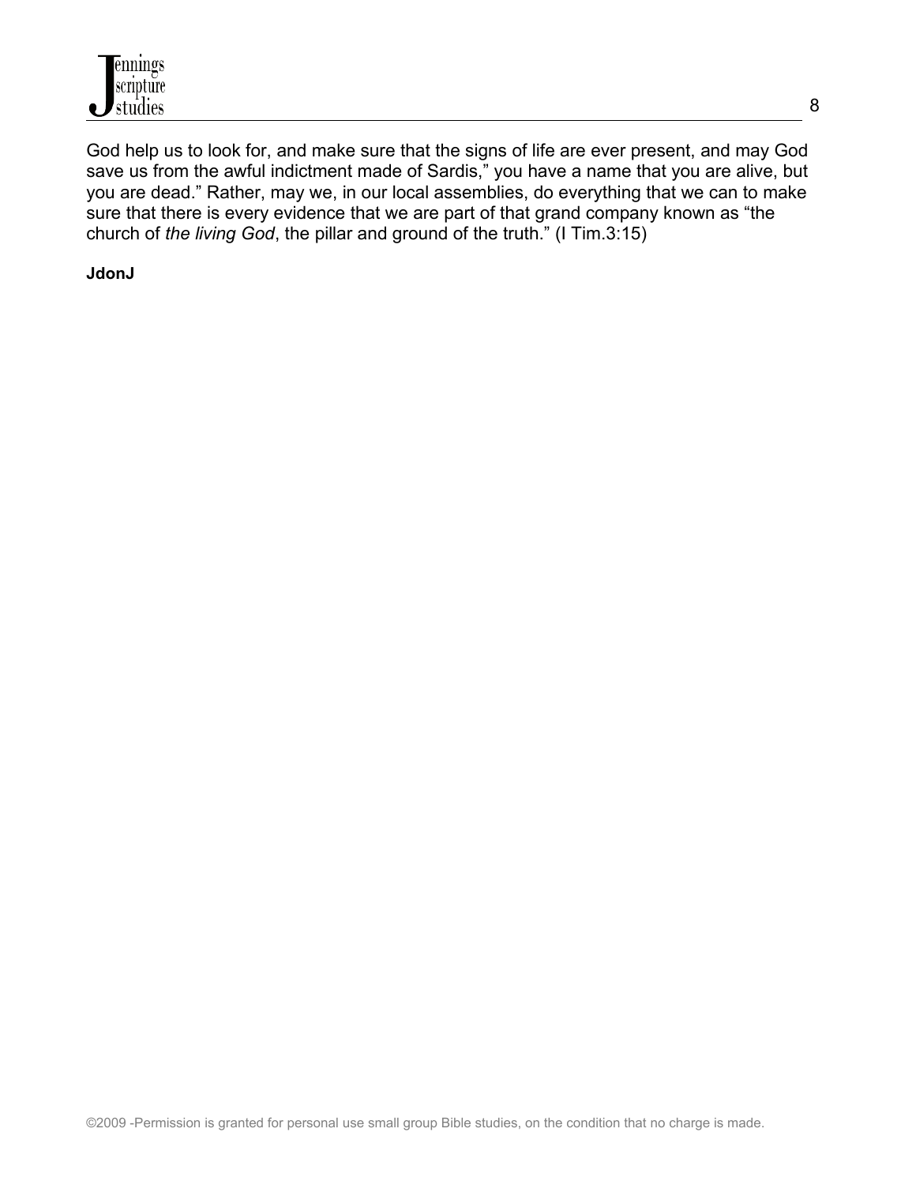God help us to look for, and make sure that the signs of life are ever present, and may God save us from the awful indictment made of Sardis," you have a name that you are alive, but you are dead." Rather, may we, in our local assemblies, do everything that we can to make sure that there is every evidence that we are part of that grand company known as "the church of *the living God*, the pillar and ground of the truth." (I Tim.3:15)

**JdonJ**

©2009 -Permission is granted for personal use small group Bible studies, on the condition that no charge is made.